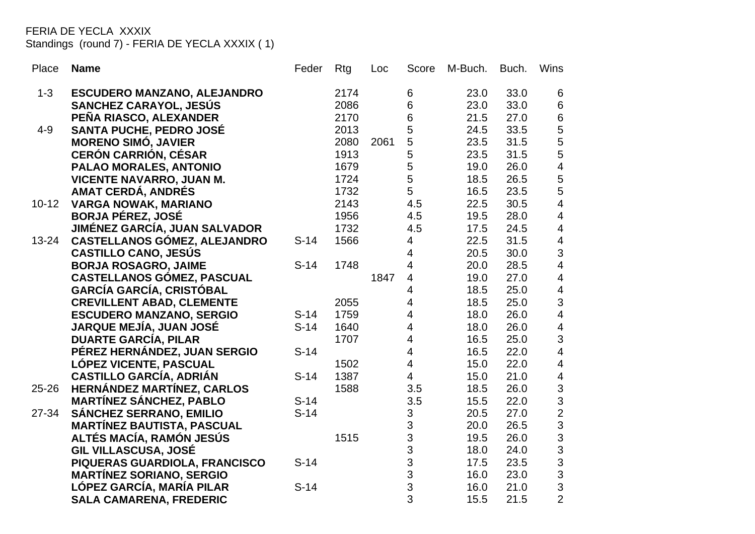FERIA DE YECLA XXXIX

Standings (round 7) - FERIA DE YECLA XXXIX ( 1)

| Place | Name | Feder | Rtg | Loc | Score | M-Buch. | Buch. | Wins |
|---|---|---|---|---|---|---|---|---|
| 1-3 | **ESCUDERO MANZANO, ALEJANDRO** | | 2174 | | 6 | 23.0 | 33.0 | 6 |
| | **SANCHEZ CARAYOL, JESÚS** | | 2086 | | 6 | 23.0 | 33.0 | 6 |
| | **PEÑA RIASCO, ALEXANDER** | | 2170 | | 6 | 21.5 | 27.0 | 6 |
| 4-9 | **SANTA PUCHE, PEDRO JOSÉ** | | 2013 | | 5 | 24.5 | 33.5 | 5 |
| | **MORENO SIMÓ, JAVIER** | | 2080 | 2061 | 5 | 23.5 | 31.5 | 5 |
| | **CERÓN CARRIÓN, CÉSAR** | | 1913 | | 5 | 23.5 | 31.5 | 5 |
| | **PALAO MORALES, ANTONIO** | | 1679 | | 5 | 19.0 | 26.0 | 4 |
| | **VICENTE NAVARRO, JUAN M.** | | 1724 | | 5 | 18.5 | 26.5 | 5 |
| | **AMAT CERDÁ, ANDRÉS** | | 1732 | | 5 | 16.5 | 23.5 | 5 |
| 10-12 | **VARGA NOWAK, MARIANO** | | 2143 | | 4.5 | 22.5 | 30.5 | 4 |
| | **BORJA PÉREZ, JOSÉ** | | 1956 | | 4.5 | 19.5 | 28.0 | 4 |
| | **JIMÉNEZ GARCÍA, JUAN SALVADOR** | | 1732 | | 4.5 | 17.5 | 24.5 | 4 |
| 13-24 | **CASTELLANOS GÓMEZ, ALEJANDRO** | S-14 | 1566 | | 4 | 22.5 | 31.5 | 4 |
| | **CASTILLO CANO, JESÚS** | | | | 4 | 20.5 | 30.0 | 3 |
| | **BORJA ROSAGRO, JAIME** | S-14 | 1748 | | 4 | 20.0 | 28.5 | 4 |
| | **CASTELLANOS GÓMEZ, PASCUAL** | | | 1847 | 4 | 19.0 | 27.0 | 4 |
| | **GARCÍA GARCÍA, CRISTÓBAL** | | | | 4 | 18.5 | 25.0 | 4 |
| | **CREVILLENT ABAD, CLEMENTE** | | 2055 | | 4 | 18.5 | 25.0 | 3 |
| | **ESCUDERO MANZANO, SERGIO** | S-14 | 1759 | | 4 | 18.0 | 26.0 | 4 |
| | **JARQUE MEJÍA, JUAN JOSÉ** | S-14 | 1640 | | 4 | 18.0 | 26.0 | 4 |
| | **DUARTE GARCÍA, PILAR** | | 1707 | | 4 | 16.5 | 25.0 | 3 |
| | **PÉREZ HERNÁNDEZ, JUAN SERGIO** | S-14 | | | 4 | 16.5 | 22.0 | 4 |
| | **LÓPEZ VICENTE, PASCUAL** | | 1502 | | 4 | 15.0 | 22.0 | 4 |
| | **CASTILLO GARCÍA, ADRIÁN** | S-14 | 1387 | | 4 | 15.0 | 21.0 | 4 |
| 25-26 | **HERNÁNDEZ MARTÍNEZ, CARLOS** | | 1588 | | 3.5 | 18.5 | 26.0 | 3 |
| | **MARTÍNEZ SÁNCHEZ, PABLO** | S-14 | | | 3.5 | 15.5 | 22.0 | 3 |
| 27-34 | **SÁNCHEZ SERRANO, EMILIO** | S-14 | | | 3 | 20.5 | 27.0 | 2 |
| | **MARTÍNEZ BAUTISTA, PASCUAL** | | | | 3 | 20.0 | 26.5 | 3 |
| | **ALTÉS MACÍA, RAMÓN JESÚS** | | 1515 | | 3 | 19.5 | 26.0 | 3 |
| | **GIL VILLASCUSA, JOSÉ** | | | | 3 | 18.0 | 24.0 | 3 |
| | **PIQUERAS GUARDIOLA, FRANCISCO** | S-14 | | | 3 | 17.5 | 23.5 | 3 |
| | **MARTÍNEZ SORIANO, SERGIO** | | | | 3 | 16.0 | 23.0 | 3 |
| | **LÓPEZ GARCÍA, MARÍA PILAR** | S-14 | | | 3 | 16.0 | 21.0 | 3 |
| | **SALA CAMARENA, FREDERIC** | | | | 3 | 15.5 | 21.5 | 2 |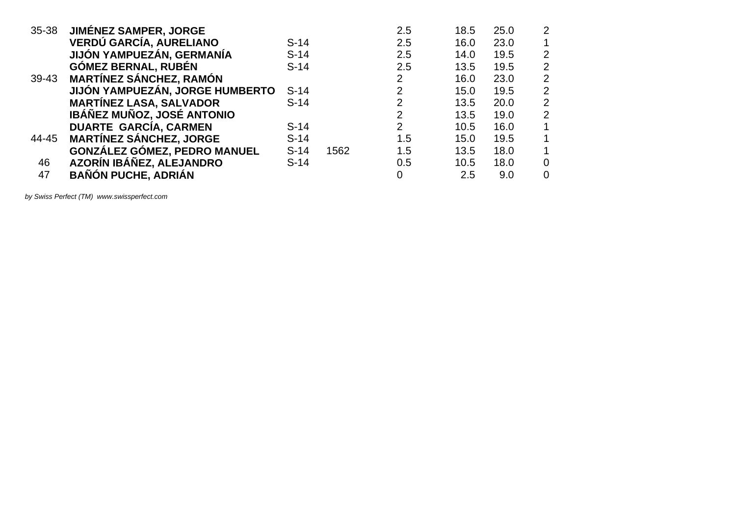| | | | | | | | |
|---|---|---|---|---|---|---|---|
| 35-38 | **JIMÉNEZ SAMPER, JORGE** | | | 2.5 | 18.5 | 25.0 | 2 |
| | **VERDÚ GARCÍA, AURELIANO** | S-14 | | 2.5 | 16.0 | 23.0 | 1 |
| | **JIJÓN YAMPUEZÁN, GERMANÍA** | S-14 | | 2.5 | 14.0 | 19.5 | 2 |
| | **GÓMEZ BERNAL, RUBÉN** | S-14 | | 2.5 | 13.5 | 19.5 | 2 |
| 39-43 | **MARTÍNEZ SÁNCHEZ, RAMÓN** | | | 2 | 16.0 | 23.0 | 2 |
| | **JIJÓN YAMPUEZÁN, JORGE HUMBERTO** | S-14 | | 2 | 15.0 | 19.5 | 2 |
| | **MARTÍNEZ LASA, SALVADOR** | S-14 | | 2 | 13.5 | 20.0 | 2 |
| | **IBÁÑEZ MUÑOZ, JOSÉ ANTONIO** | | | 2 | 13.5 | 19.0 | 2 |
| | **DUARTE GARCÍA, CARMEN** | S-14 | | 2 | 10.5 | 16.0 | 1 |
| 44-45 | **MARTÍNEZ SÁNCHEZ, JORGE** | S-14 | | 1.5 | 15.0 | 19.5 | 1 |
| | **GONZÁLEZ GÓMEZ, PEDRO MANUEL** | S-14 | 1562 | 1.5 | 13.5 | 18.0 | 1 |
| 46 | **AZORÍN IBÁÑEZ, ALEJANDRO** | S-14 | | 0.5 | 10.5 | 18.0 | 0 |
| 47 | **BAÑÓN PUCHE, ADRIÁN** | | | 0 | 2.5 | 9.0 | 0 |

*by Swiss Perfect (TM) www.swissperfect.com*